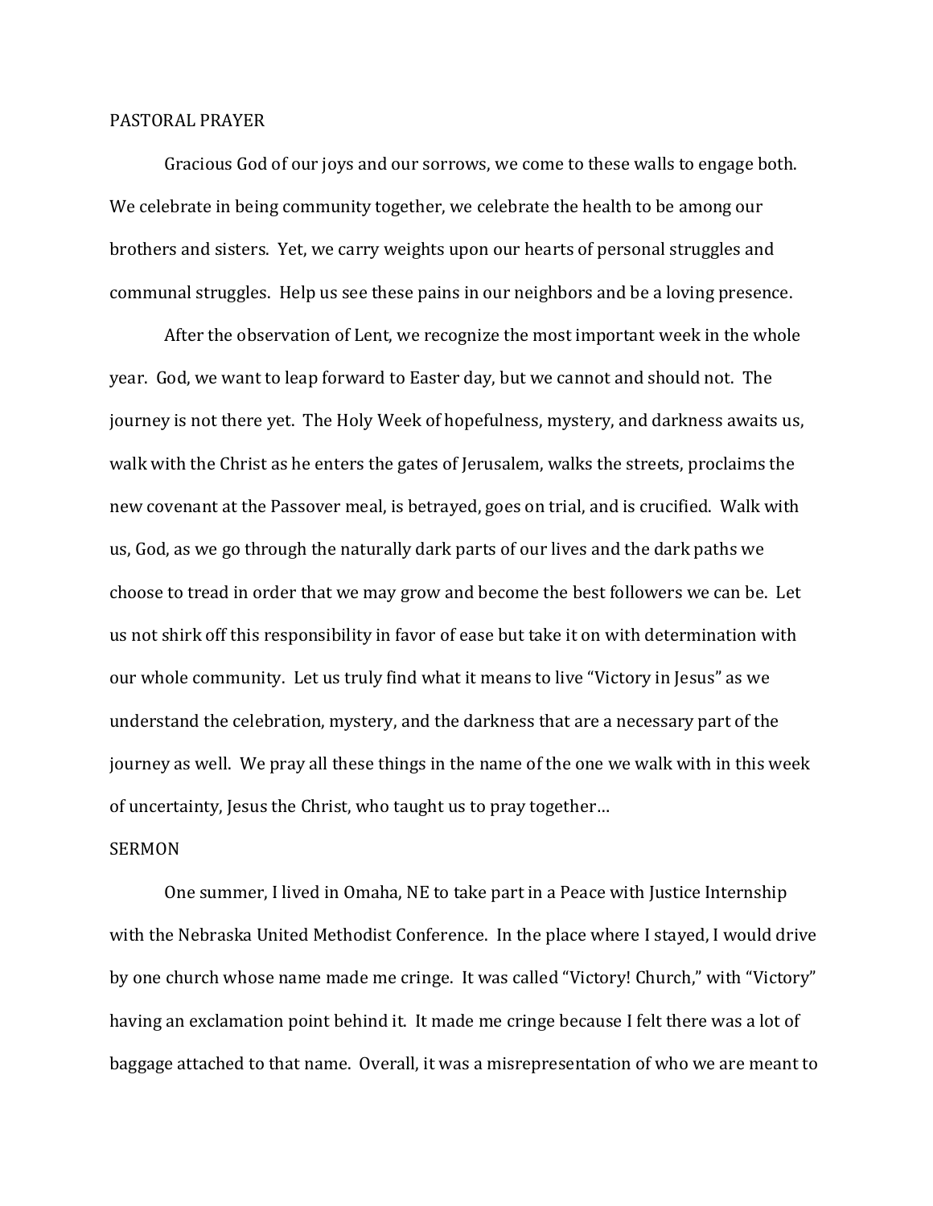## PASTORAL PRAYER

Gracious God of our joys and our sorrows, we come to these walls to engage both. We celebrate in being community together, we celebrate the health to be among our brothers and sisters. Yet, we carry weights upon our hearts of personal struggles and communal struggles. Help us see these pains in our neighbors and be a loving presence.

After the observation of Lent, we recognize the most important week in the whole year. God, we want to leap forward to Easter day, but we cannot and should not. The journey is not there yet. The Holy Week of hopefulness, mystery, and darkness awaits us, walk with the Christ as he enters the gates of Jerusalem, walks the streets, proclaims the new covenant at the Passover meal, is betrayed, goes on trial, and is crucified. Walk with us, God, as we go through the naturally dark parts of our lives and the dark paths we choose to tread in order that we may grow and become the best followers we can be. Let us not shirk off this responsibility in favor of ease but take it on with determination with our whole community. Let us truly find what it means to live "Victory in Jesus" as we understand the celebration, mystery, and the darkness that are a necessary part of the journey as well. We pray all these things in the name of the one we walk with in this week of uncertainty, Jesus the Christ, who taught us to pray together…

## SERMON

One summer, I lived in Omaha, NE to take part in a Peace with Justice Internship with the Nebraska United Methodist Conference. In the place where I stayed, I would drive by one church whose name made me cringe. It was called "Victory! Church," with "Victory" having an exclamation point behind it. It made me cringe because I felt there was a lot of baggage attached to that name. Overall, it was a misrepresentation of who we are meant to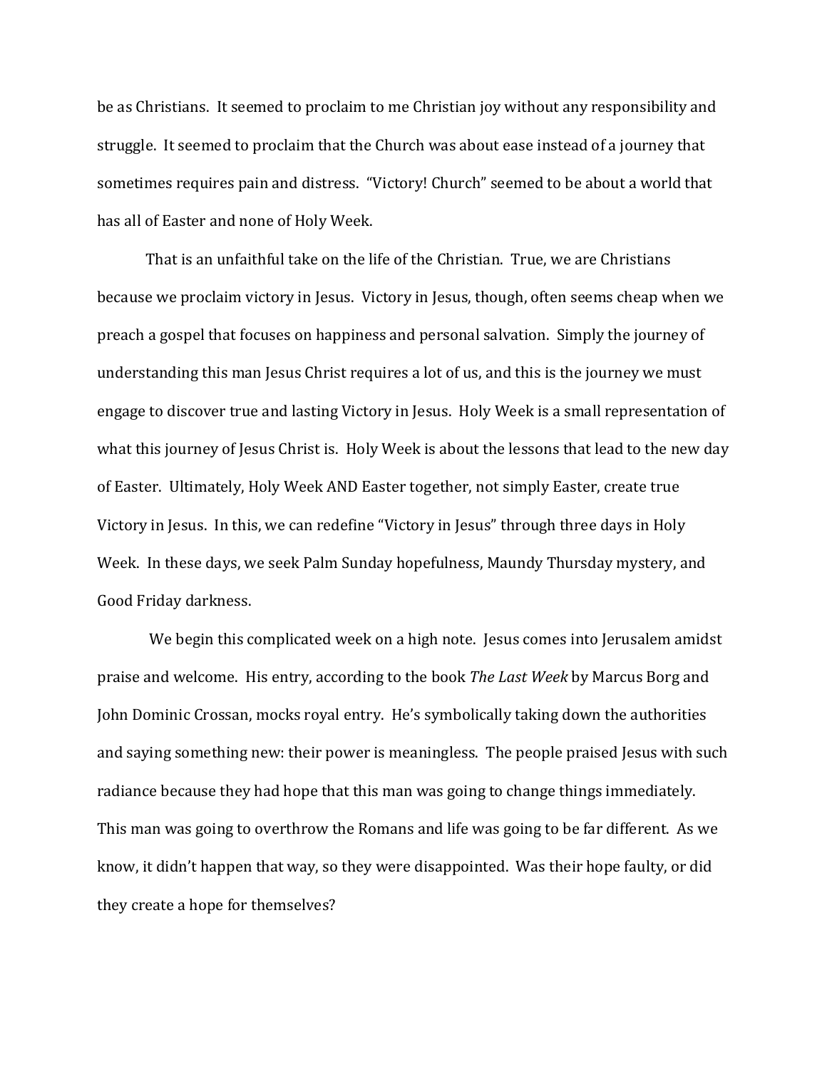be as Christians. It seemed to proclaim to me Christian joy without any responsibility and struggle. It seemed to proclaim that the Church was about ease instead of a journey that sometimes requires pain and distress. "Victory! Church" seemed to be about a world that has all of Easter and none of Holy Week.

That is an unfaithful take on the life of the Christian. True, we are Christians because we proclaim victory in Jesus. Victory in Jesus, though, often seems cheap when we preach a gospel that focuses on happiness and personal salvation. Simply the journey of understanding this man Jesus Christ requires a lot of us, and this is the journey we must engage to discover true and lasting Victory in Jesus. Holy Week is a small representation of what this journey of Jesus Christ is. Holy Week is about the lessons that lead to the new day of Easter. Ultimately, Holy Week AND Easter together, not simply Easter, create true Victory in Jesus. In this, we can redefine "Victory in Jesus" through three days in Holy Week. In these days, we seek Palm Sunday hopefulness, Maundy Thursday mystery, and Good Friday darkness.

We begin this complicated week on a high note. Jesus comes into Jerusalem amidst praise and welcome. His entry, according to the book *The Last Week* by Marcus Borg and John Dominic Crossan, mocks royal entry. He's symbolically taking down the authorities and saying something new: their power is meaningless. The people praised Jesus with such radiance because they had hope that this man was going to change things immediately. This man was going to overthrow the Romans and life was going to be far different. As we know, it didn't happen that way, so they were disappointed. Was their hope faulty, or did they create a hope for themselves?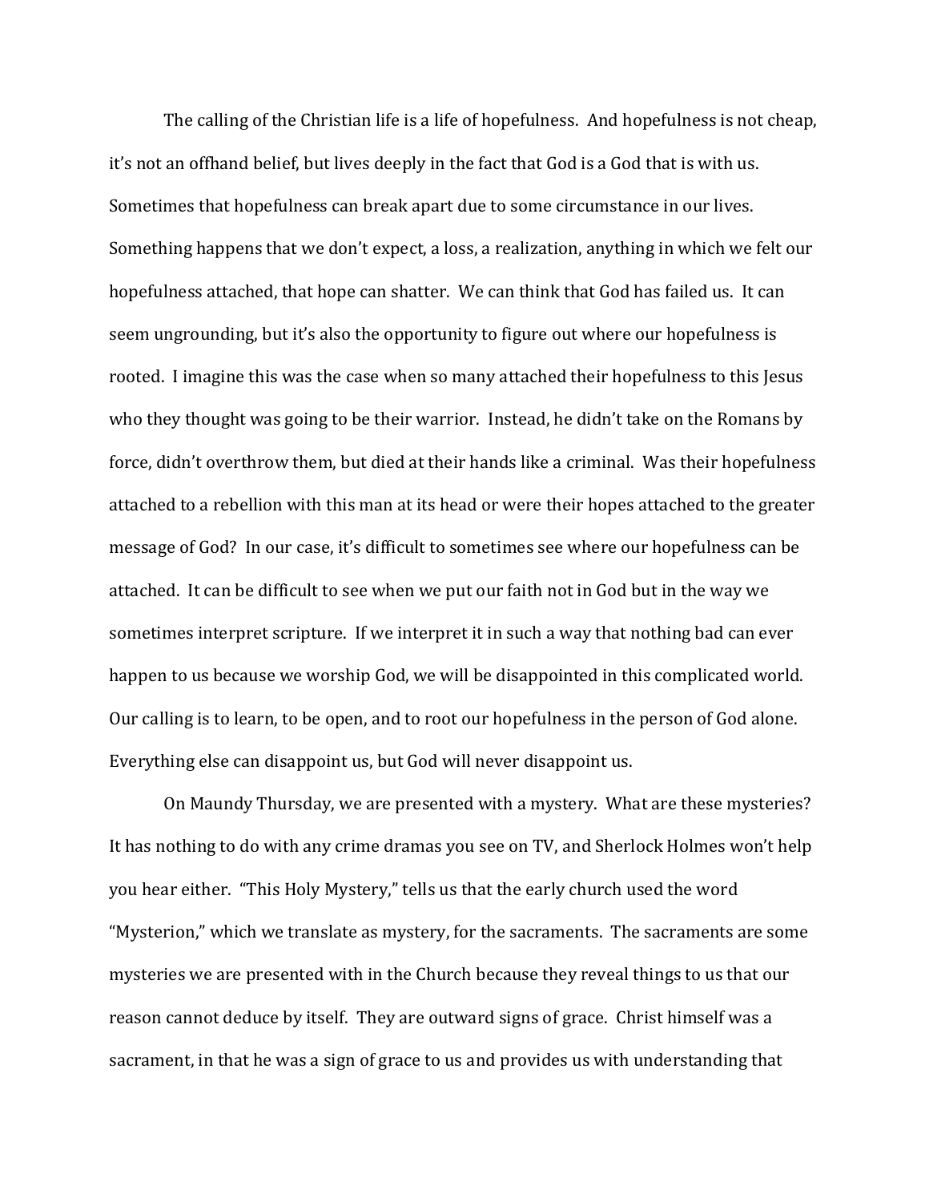The calling of the Christian life is a life of hopefulness. And hopefulness is not cheap, it's not an offhand belief, but lives deeply in the fact that God is a God that is with us. Sometimes that hopefulness can break apart due to some circumstance in our lives. Something happens that we don't expect, a loss, a realization, anything in which we felt our hopefulness attached, that hope can shatter. We can think that God has failed us. It can seem ungrounding, but it's also the opportunity to figure out where our hopefulness is rooted. I imagine this was the case when so many attached their hopefulness to this Jesus who they thought was going to be their warrior. Instead, he didn't take on the Romans by force, didn't overthrow them, but died at their hands like a criminal. Was their hopefulness attached to a rebellion with this man at its head or were their hopes attached to the greater message of God? In our case, it's difficult to sometimes see where our hopefulness can be attached. It can be difficult to see when we put our faith not in God but in the way we sometimes interpret scripture. If we interpret it in such a way that nothing bad can ever happen to us because we worship God, we will be disappointed in this complicated world. Our calling is to learn, to be open, and to root our hopefulness in the person of God alone. Everything else can disappoint us, but God will never disappoint us.

On Maundy Thursday, we are presented with a mystery. What are these mysteries? It has nothing to do with any crime dramas you see on TV, and Sherlock Holmes won't help you hear either. "This Holy Mystery," tells us that the early church used the word "Mysterion," which we translate as mystery, for the sacraments. The sacraments are some mysteries we are presented with in the Church because they reveal things to us that our reason cannot deduce by itself. They are outward signs of grace. Christ himself was a sacrament, in that he was a sign of grace to us and provides us with understanding that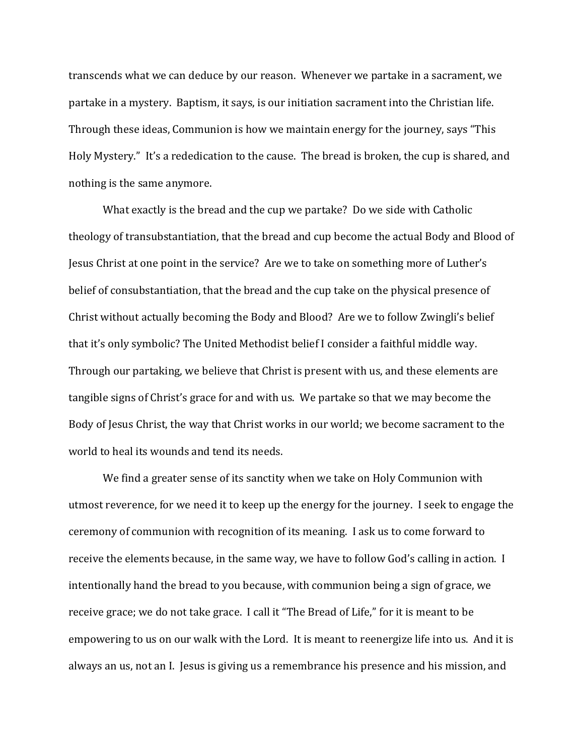transcends what we can deduce by our reason. Whenever we partake in a sacrament, we partake in a mystery. Baptism, it says, is our initiation sacrament into the Christian life. Through these ideas, Communion is how we maintain energy for the journey, says "This Holy Mystery." It's a rededication to the cause. The bread is broken, the cup is shared, and nothing is the same anymore.

What exactly is the bread and the cup we partake? Do we side with Catholic theology of transubstantiation, that the bread and cup become the actual Body and Blood of Jesus Christ at one point in the service? Are we to take on something more of Luther's belief of consubstantiation, that the bread and the cup take on the physical presence of Christ without actually becoming the Body and Blood? Are we to follow Zwingli's belief that it's only symbolic? The United Methodist belief I consider a faithful middle way. Through our partaking, we believe that Christ is present with us, and these elements are tangible signs of Christ's grace for and with us. We partake so that we may become the Body of Jesus Christ, the way that Christ works in our world; we become sacrament to the world to heal its wounds and tend its needs.

We find a greater sense of its sanctity when we take on Holy Communion with utmost reverence, for we need it to keep up the energy for the journey. I seek to engage the ceremony of communion with recognition of its meaning. I ask us to come forward to receive the elements because, in the same way, we have to follow God's calling in action. I intentionally hand the bread to you because, with communion being a sign of grace, we receive grace; we do not take grace. I call it "The Bread of Life," for it is meant to be empowering to us on our walk with the Lord. It is meant to reenergize life into us. And it is always an us, not an I. Jesus is giving us a remembrance his presence and his mission, and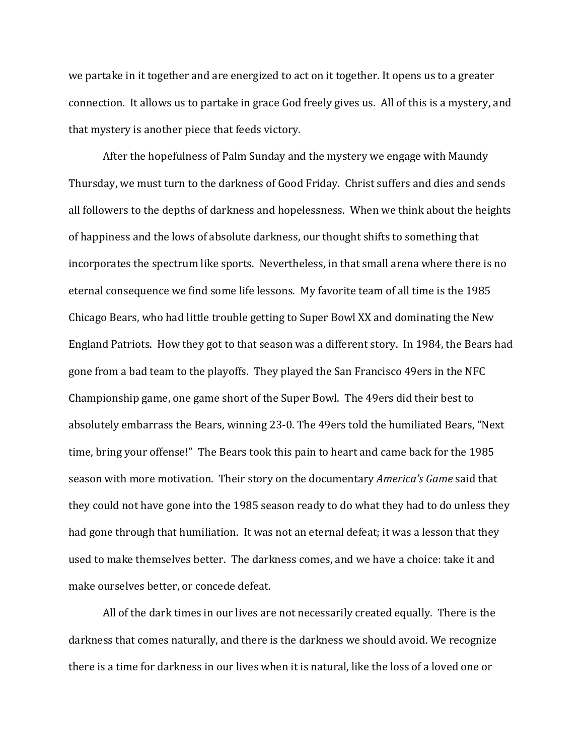we partake in it together and are energized to act on it together. It opens us to a greater connection. It allows us to partake in grace God freely gives us. All of this is a mystery, and that mystery is another piece that feeds victory.

After the hopefulness of Palm Sunday and the mystery we engage with Maundy Thursday, we must turn to the darkness of Good Friday. Christ suffers and dies and sends all followers to the depths of darkness and hopelessness. When we think about the heights of happiness and the lows of absolute darkness, our thought shifts to something that incorporates the spectrum like sports. Nevertheless, in that small arena where there is no eternal consequence we find some life lessons. My favorite team of all time is the 1985 Chicago Bears, who had little trouble getting to Super Bowl XX and dominating the New England Patriots. How they got to that season was a different story. In 1984, the Bears had gone from a bad team to the playoffs. They played the San Francisco 49ers in the NFC Championship game, one game short of the Super Bowl. The 49ers did their best to absolutely embarrass the Bears, winning 23-0. The 49ers told the humiliated Bears, "Next time, bring your offense!" The Bears took this pain to heart and came back for the 1985 season with more motivation. Their story on the documentary *America's Game* said that they could not have gone into the 1985 season ready to do what they had to do unless they had gone through that humiliation. It was not an eternal defeat; it was a lesson that they used to make themselves better. The darkness comes, and we have a choice: take it and make ourselves better, or concede defeat.

All of the dark times in our lives are not necessarily created equally. There is the darkness that comes naturally, and there is the darkness we should avoid. We recognize there is a time for darkness in our lives when it is natural, like the loss of a loved one or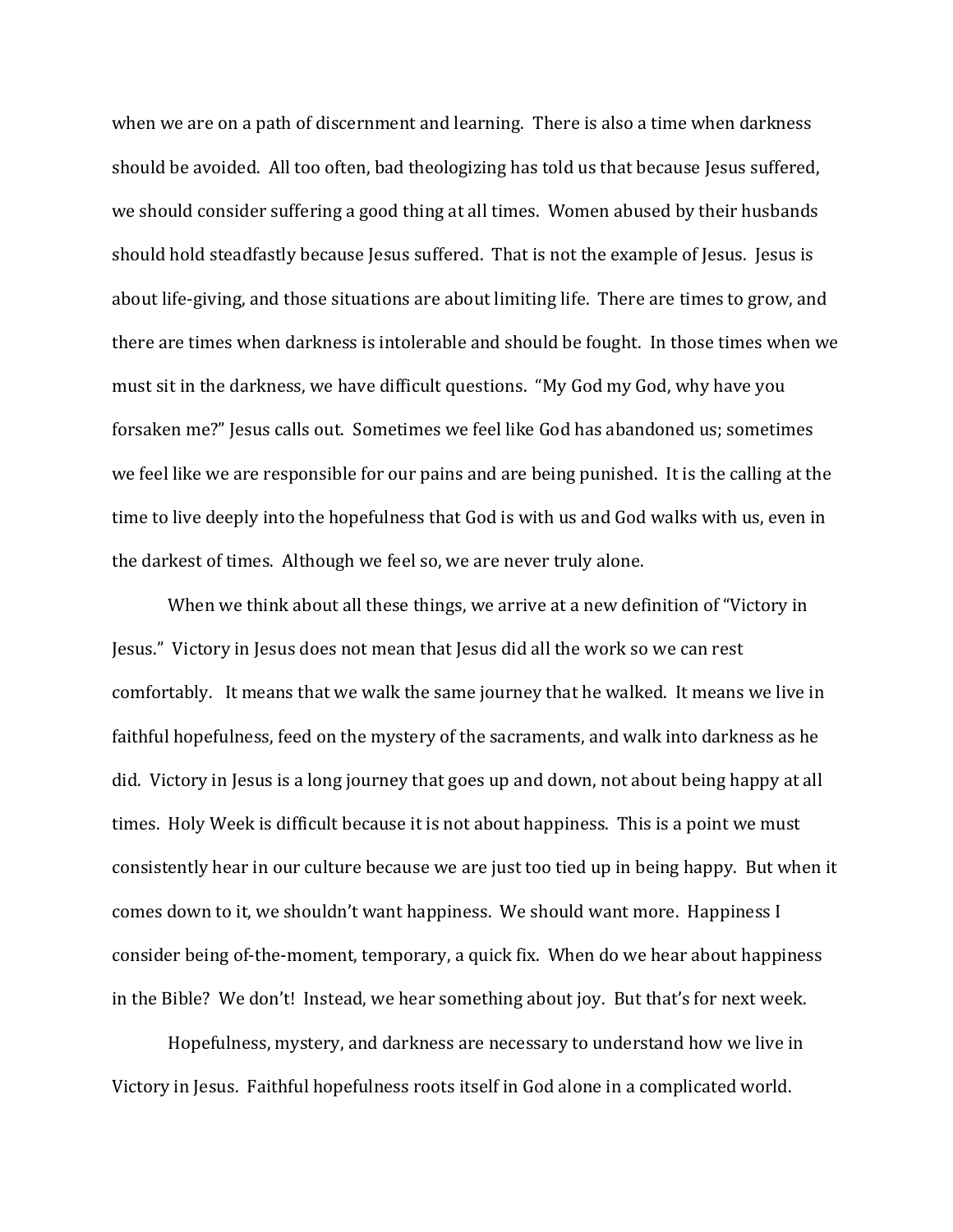when we are on a path of discernment and learning. There is also a time when darkness should be avoided. All too often, bad theologizing has told us that because Jesus suffered, we should consider suffering a good thing at all times. Women abused by their husbands should hold steadfastly because Jesus suffered. That is not the example of Jesus. Jesus is about life-giving, and those situations are about limiting life. There are times to grow, and there are times when darkness is intolerable and should be fought. In those times when we must sit in the darkness, we have difficult questions. "My God my God, why have you forsaken me?" Jesus calls out. Sometimes we feel like God has abandoned us; sometimes we feel like we are responsible for our pains and are being punished. It is the calling at the time to live deeply into the hopefulness that God is with us and God walks with us, even in the darkest of times. Although we feel so, we are never truly alone.

When we think about all these things, we arrive at a new definition of "Victory in Jesus." Victory in Jesus does not mean that Jesus did all the work so we can rest comfortably. It means that we walk the same journey that he walked. It means we live in faithful hopefulness, feed on the mystery of the sacraments, and walk into darkness as he did. Victory in Jesus is a long journey that goes up and down, not about being happy at all times. Holy Week is difficult because it is not about happiness. This is a point we must consistently hear in our culture because we are just too tied up in being happy. But when it comes down to it, we shouldn't want happiness. We should want more. Happiness I consider being of-the-moment, temporary, a quick fix. When do we hear about happiness in the Bible? We don't! Instead, we hear something about joy. But that's for next week.

Hopefulness, mystery, and darkness are necessary to understand how we live in Victory in Jesus. Faithful hopefulness roots itself in God alone in a complicated world.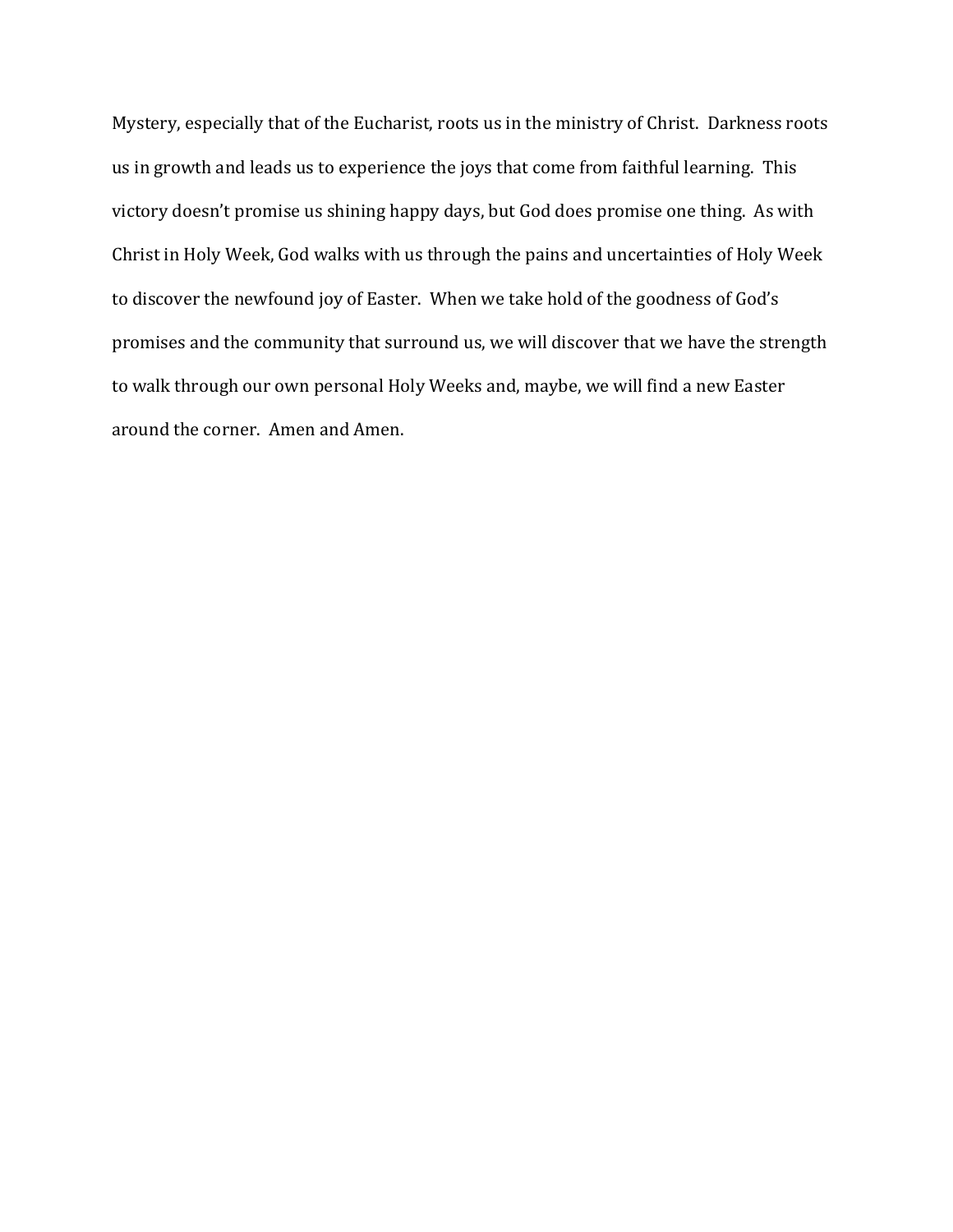Mystery, especially that of the Eucharist, roots us in the ministry of Christ. Darkness roots us in growth and leads us to experience the joys that come from faithful learning. This victory doesn't promise us shining happy days, but God does promise one thing. As with Christ in Holy Week, God walks with us through the pains and uncertainties of Holy Week to discover the newfound joy of Easter. When we take hold of the goodness of God's promises and the community that surround us, we will discover that we have the strength to walk through our own personal Holy Weeks and, maybe, we will find a new Easter around the corner. Amen and Amen.